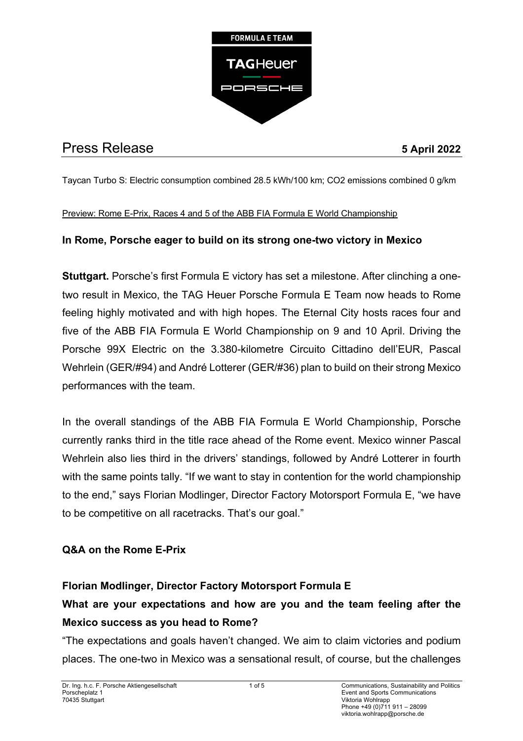# Press Release

**5 April 2022**

Taycan Turbo S: Electric consumption combined 28.5 kWh/100 km; $CO_2$ emissions combined 0 g/km

Preview: Rome E-Prix, Races 4 and 5 of the ABB FIA Formula E World Championship

## In Rome, Porsche eager to build on its strong one-two victory in Mexico

**Stuttgart.** Porsche's first Formula E victory has set a milestone. After clinching a one-two result in Mexico, the TAG Heuer Porsche Formula E Team now heads to Rome feeling highly motivated and with high hopes. The Eternal City hosts races four and five of the ABB FIA Formula E World Championship on 9 and 10 April. Driving the Porsche 99X Electric on the 3.380-kilometre Circuito Cittadino dell'EUR, Pascal Wehrlein (GER/#94) and André Lotterer (GER/#36) plan to build on their strong Mexico performances with the team.

In the overall standings of the ABB FIA Formula E World Championship, Porsche currently ranks third in the title race ahead of the Rome event. Mexico winner Pascal Wehrlein also lies third in the drivers' standings, followed by André Lotterer in fourth with the same points tally. "If we want to stay in contention for the world championship to the end," says Florian Modlinger, Director Factory Motorsport Formula E, "we have to be competitive on all racetracks. That's our goal."

## Q&A on the Rome E-Prix

### Florian Modlinger, Director Factory Motorsport Formula E

**What are your expectations and how are you and the team feeling after the Mexico success as you head to Rome?**

"The expectations and goals haven't changed. We aim to claim victories and podium places. The one-two in Mexico was a sensational result, of course, but the challenges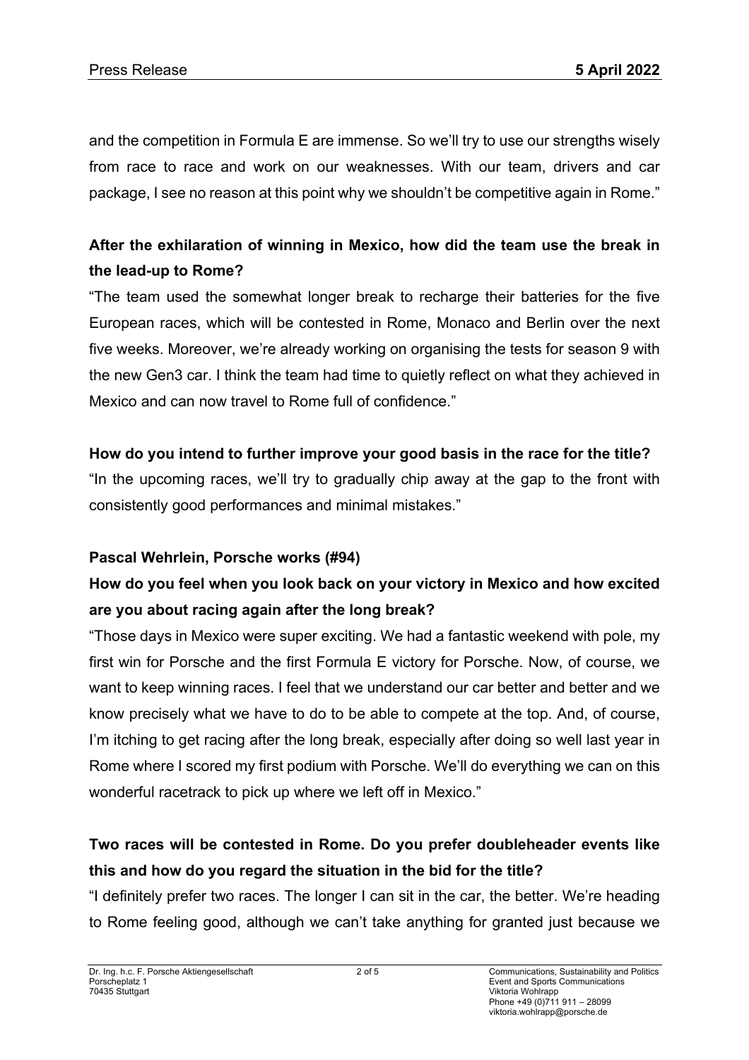and the competition in Formula E are immense. So we'll try to use our strengths wisely from race to race and work on our weaknesses. With our team, drivers and car package, I see no reason at this point why we shouldn't be competitive again in Rome."

**After the exhilaration of winning in Mexico, how did the team use the break in the lead-up to Rome?**

"The team used the somewhat longer break to recharge their batteries for the five European races, which will be contested in Rome, Monaco and Berlin over the next five weeks. Moreover, we're already working on organising the tests for season 9 with the new Gen3 car. I think the team had time to quietly reflect on what they achieved in Mexico and can now travel to Rome full of confidence."

**How do you intend to further improve your good basis in the race for the title?**

"In the upcoming races, we'll try to gradually chip away at the gap to the front with consistently good performances and minimal mistakes."

**Pascal Wehrlein, Porsche works (#94)**

**How do you feel when you look back on your victory in Mexico and how excited are you about racing again after the long break?**

"Those days in Mexico were super exciting. We had a fantastic weekend with pole, my first win for Porsche and the first Formula E victory for Porsche. Now, of course, we want to keep winning races. I feel that we understand our car better and better and we know precisely what we have to do to be able to compete at the top. And, of course, I'm itching to get racing after the long break, especially after doing so well last year in Rome where I scored my first podium with Porsche. We'll do everything we can on this wonderful racetrack to pick up where we left off in Mexico."

**Two races will be contested in Rome. Do you prefer doubleheader events like this and how do you regard the situation in the bid for the title?**

"I definitely prefer two races. The longer I can sit in the car, the better. We're heading to Rome feeling good, although we can't take anything for granted just because we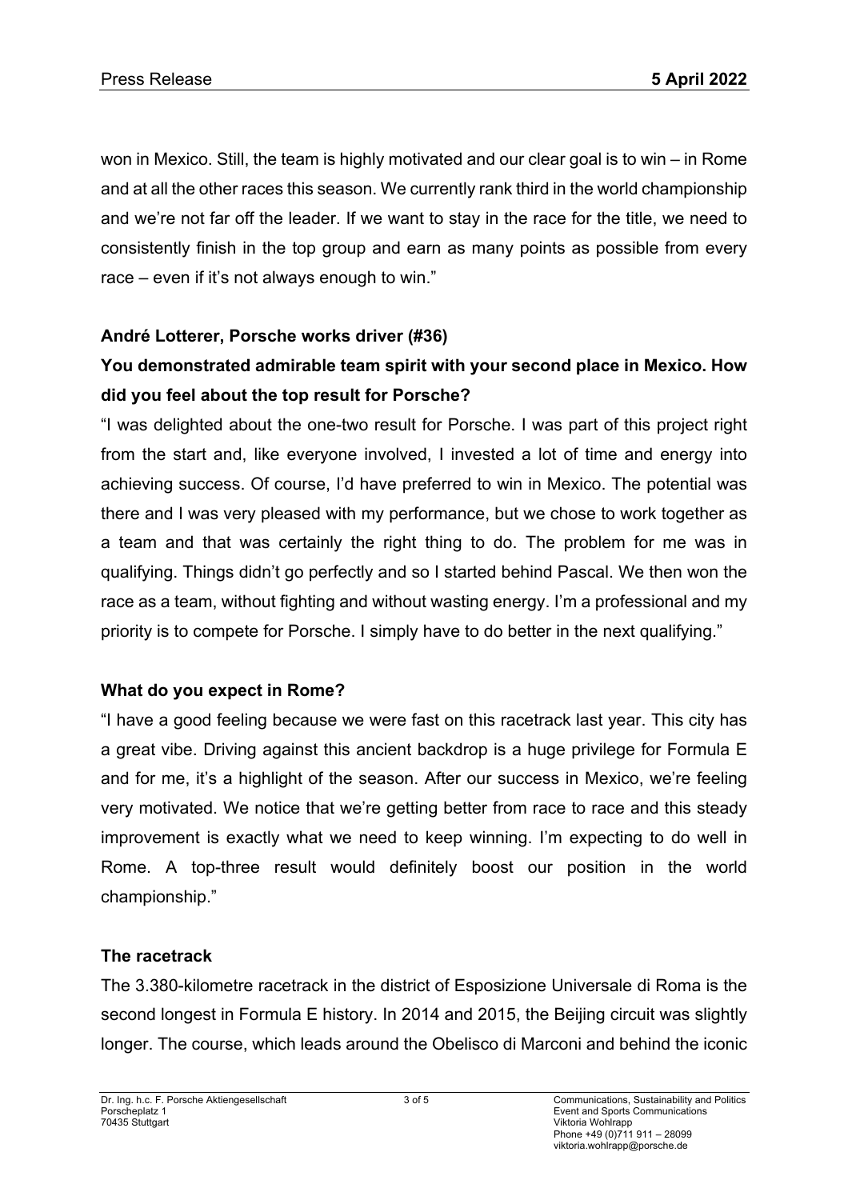won in Mexico. Still, the team is highly motivated and our clear goal is to win – in Rome and at all the other races this season. We currently rank third in the world championship and we're not far off the leader. If we want to stay in the race for the title, we need to consistently finish in the top group and earn as many points as possible from every race – even if it's not always enough to win."

**André Lotterer, Porsche works driver (#36)**

**You demonstrated admirable team spirit with your second place in Mexico. How did you feel about the top result for Porsche?**

"I was delighted about the one-two result for Porsche. I was part of this project right from the start and, like everyone involved, I invested a lot of time and energy into achieving success. Of course, I'd have preferred to win in Mexico. The potential was there and I was very pleased with my performance, but we chose to work together as a team and that was certainly the right thing to do. The problem for me was in qualifying. Things didn't go perfectly and so I started behind Pascal. We then won the race as a team, without fighting and without wasting energy. I'm a professional and my priority is to compete for Porsche. I simply have to do better in the next qualifying."

**What do you expect in Rome?**

"I have a good feeling because we were fast on this racetrack last year. This city has a great vibe. Driving against this ancient backdrop is a huge privilege for Formula E and for me, it's a highlight of the season. After our success in Mexico, we're feeling very motivated. We notice that we're getting better from race to race and this steady improvement is exactly what we need to keep winning. I'm expecting to do well in Rome. A top-three result would definitely boost our position in the world championship."

**The racetrack**

The 3.380-kilometre racetrack in the district of Esposizione Universale di Roma is the second longest in Formula E history. In 2014 and 2015, the Beijing circuit was slightly longer. The course, which leads around the Obelisco di Marconi and behind the iconic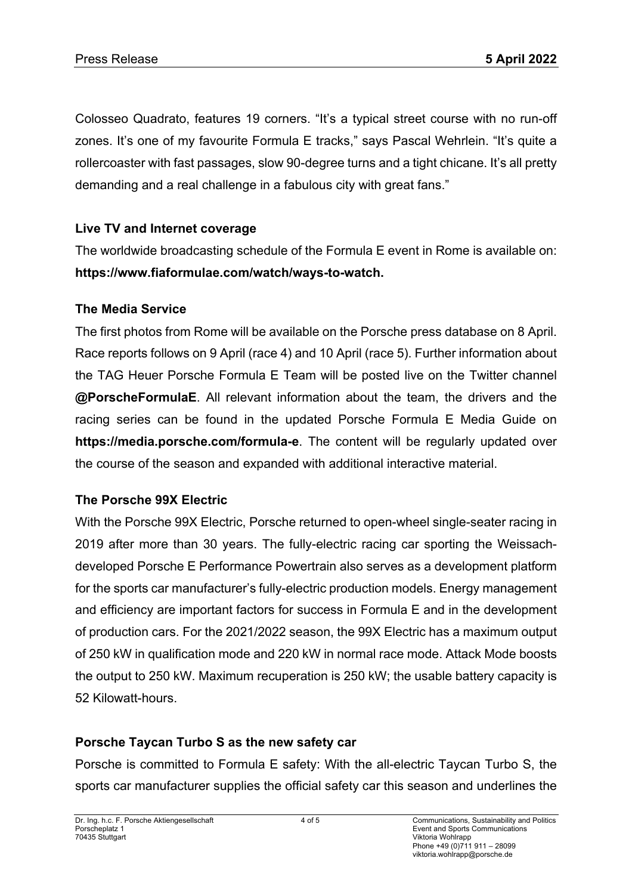Colosseo Quadrato, features 19 corners. “It’s a typical street course with no run-off zones. It’s one of my favourite Formula E tracks,” says Pascal Wehrlein. “It’s quite a rollercoaster with fast passages, slow 90-degree turns and a tight chicane. It’s all pretty demanding and a real challenge in a fabulous city with great fans.”

**Live TV and Internet coverage**

The worldwide broadcasting schedule of the Formula E event in Rome is available on: **https://www.fiaformulae.com/watch/ways-to-watch.**

**The Media Service**

The first photos from Rome will be available on the Porsche press database on 8 April. Race reports follows on 9 April (race 4) and 10 April (race 5). Further information about the TAG Heuer Porsche Formula E Team will be posted live on the Twitter channel **@PorscheFormulaE**. All relevant information about the team, the drivers and the racing series can be found in the updated Porsche Formula E Media Guide on **https://media.porsche.com/formula-e**. The content will be regularly updated over the course of the season and expanded with additional interactive material.

**The Porsche 99X Electric**

With the Porsche 99X Electric, Porsche returned to open-wheel single-seater racing in 2019 after more than 30 years. The fully-electric racing car sporting the Weissach-developed Porsche E Performance Powertrain also serves as a development platform for the sports car manufacturer’s fully-electric production models. Energy management and efficiency are important factors for success in Formula E and in the development of production cars. For the 2021/2022 season, the 99X Electric has a maximum output of 250 kW in qualification mode and 220 kW in normal race mode. Attack Mode boosts the output to 250 kW. Maximum recuperation is 250 kW; the usable battery capacity is 52 Kilowatt-hours.

**Porsche Taycan Turbo S as the new safety car**

Porsche is committed to Formula E safety: With the all-electric Taycan Turbo S, the sports car manufacturer supplies the official safety car this season and underlines the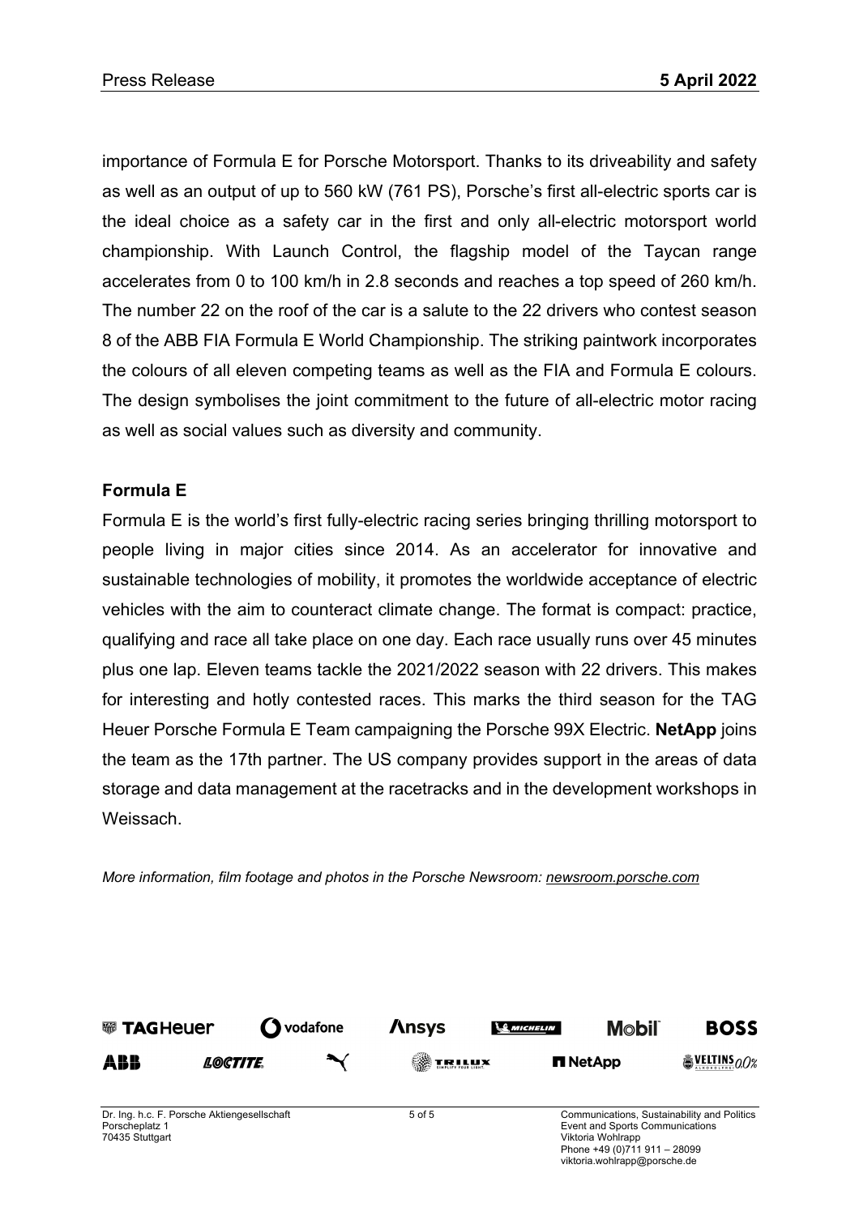importance of Formula E for Porsche Motorsport. Thanks to its driveability and safety as well as an output of up to 560 kW (761 PS), Porsche's first all-electric sports car is the ideal choice as a safety car in the first and only all-electric motorsport world championship. With Launch Control, the flagship model of the Taycan range accelerates from 0 to 100 km/h in 2.8 seconds and reaches a top speed of 260 km/h. The number 22 on the roof of the car is a salute to the 22 drivers who contest season 8 of the ABB FIA Formula E World Championship. The striking paintwork incorporates the colours of all eleven competing teams as well as the FIA and Formula E colours. The design symbolises the joint commitment to the future of all-electric motor racing as well as social values such as diversity and community.

**Formula E**

Formula E is the world's first fully-electric racing series bringing thrilling motorsport to people living in major cities since 2014. As an accelerator for innovative and sustainable technologies of mobility, it promotes the worldwide acceptance of electric vehicles with the aim to counteract climate change. The format is compact: practice, qualifying and race all take place on one day. Each race usually runs over 45 minutes plus one lap. Eleven teams tackle the 2021/2022 season with 22 drivers. This makes for interesting and hotly contested races. This marks the third season for the TAG Heuer Porsche Formula E Team campaigning the Porsche 99X Electric. **NetApp** joins the team as the 17th partner. The US company provides support in the areas of data storage and data management at the racetracks and in the development workshops in Weissach.

*More information, film footage and photos in the Porsche Newsroom: newsroom.porsche.com*

Dr. Ing. h.c. F. Porsche Aktiengesellschaft
Porscheplatz 1
70435 Stuttgart

Communications, Sustainability and Politics
Event and Sports Communications
Viktoria Wohlrapp
Phone +49 (0)711 911 – 28099
viktoria.wohlrapp@porsche.de